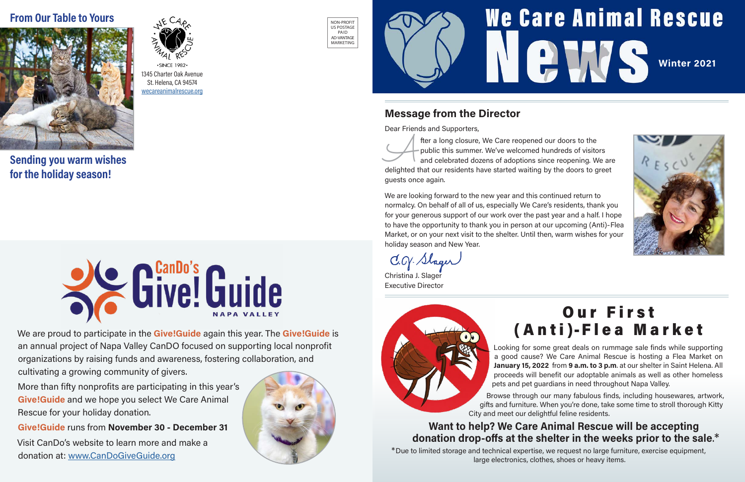## From Our Table to Yours

**Sending you warm wishes for the holiday season!**

WE CARE ANIMAL RESCUE
•SINCE 1982•

1345 Charter Oak Avenue
St. Helena, CA 94574
wecareanimalrescue.org

NON-PROFIT
US POSTAGE
PAID
AD-VANTAGE
MARKETING

# We Care Animal Rescue News

**Winter 2021**

## Message from the Director

Dear Friends and Supporters,

After a long closure, We Care reopened our doors to the public this summer. We've welcomed hundreds of visitors and celebrated dozens of adoptions since reopening. We are delighted that our residents have started waiting by the doors to greet guests once again.

We are looking forward to the new year and this continued return to normalcy. On behalf of all of us, especially We Care's residents, thank you for your generous support of our work over the past year and a half. I hope to have the opportunity to thank you in person at our upcoming (Anti)-Flea Market, or on your next visit to the shelter. Until then, warm wishes for your holiday season and New Year.

C.J. Slager

Christina J. Slager
Executive Director

## CanDo's Give! Guide
NAPA VALLEY

We are proud to participate in the **Give!Guide** again this year. The **Give!Guide** is an annual project of Napa Valley CanDO focused on supporting local nonprofit organizations by raising funds and awareness, fostering collaboration, and cultivating a growing community of givers.

More than fifty nonprofits are participating in this year's **Give!Guide** and we hope you select We Care Animal Rescue for your holiday donation.

**Give!Guide** runs from **November 30 - December 31**

Visit CanDo's website to learn more and make a donation at: www.CanDoGiveGuide.org

## Our First (Anti)-Flea Market

Looking for some great deals on rummage sale finds while supporting a good cause? We Care Animal Rescue is hosting a Flea Market on **January 15, 2022** from **9 a.m. to 3 p.m.** at our shelter in Saint Helena. All proceeds will benefit our adoptable animals as well as other homeless pets and pet guardians in need throughout Napa Valley.

Browse through our many fabulous finds, including housewares, artwork, gifts and furniture. When you're done, take some time to stroll thorough Kitty City and meet our delightful feline residents.

**Want to help? We Care Animal Rescue will be accepting donation drop-offs at the shelter in the weeks prior to the sale.***

*Due to limited storage and technical expertise, we request no large furniture, exercise equipment, large electronics, clothes, shoes or heavy items.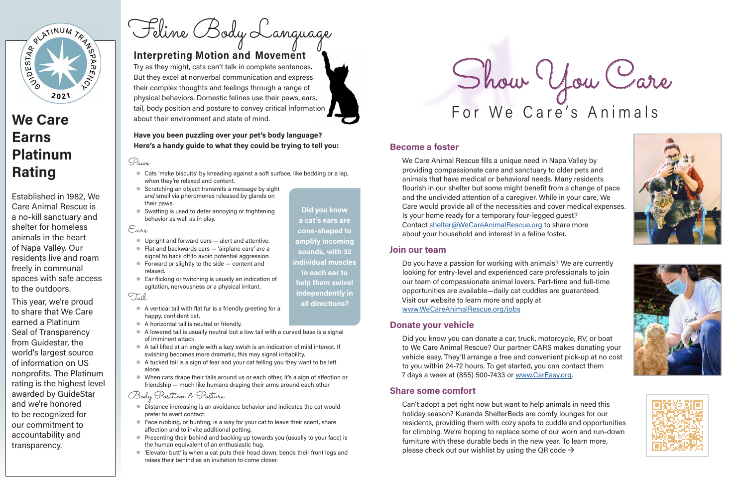## We Care Earns Platinum Rating

Established in 1982, We Care Animal Rescue is a no-kill sanctuary and shelter for homeless animals in the heart of Napa Valley. Our residents live and roam freely in communal spaces with safe access to the outdoors.

This year, we're proud to share that We Care earned a Platinum Seal of Transparency from Guidestar, the world's largest source of information on US nonprofits. The Platinum rating is the highest level awarded by GuideStar and we're honored to be recognized for our commitment to accountability and transparency.

# Feline Body Language

## Interpreting Motion and Movement

Try as they might, cats can't talk in complete sentences. But they excel at nonverbal communication and express their complex thoughts and feelings through a range of physical behaviors. Domestic felines use their paws, ears, tail, body position and posture to convey critical information about their environment and state of mind.

**Have you been puzzling over your pet's body language? Here's a handy guide to what they could be trying to tell you:**

### Paws

- Cats 'make biscuits' by kneading against a soft surface, like bedding or a lap, when they're relaxed and content.
- Scratching an object transmits a message by sight *and* smell via pheromones released by glands on their paws.
- Swatting is used to deter annoying or frightening behavior as well as in play.

### Ears

- Upright and forward ears — alert and attentive.
- Flat and backwards ears — 'airplane ears' are a signal to back off to avoid potential aggression.
- Forward or slightly to the side — content and relaxed.
- Ear flicking or twitching is usually an indication of agitation, nervousness or a physical irritant.

**Did you know a cat's ears are cone-shaped to amplify incoming sounds, with 32 individual muscles in each ear to help them swivel independently in all directions?**

### Tail

- A vertical tail with flat fur is a friendly greeting for a happy, confident cat.
- A horizontal tail is neutral or friendly.
- A lowered tail is usually neutral but a low tail with a curved base is a signal of imminent attack.
- A tail lifted at an angle with a lazy swish is an indication of mild interest. If swishing becomes more dramatic, this may signal irritability.
- A tucked tail is a sign of fear and your cat telling you they want to be left alone.
- When cats drape their tails around us or each other, it's a sign of affection or friendship — much like humans draping their arms around each other.

### Body Position & Posture

- Distance increasing is an avoidance behavior and indicates the cat would prefer to avert contact.
- Face rubbing, or bunting, is a way for your cat to leave their scent, share affection and to invite additional petting.
- Presenting their behind and backing up towards you (usually to your face) is the human equivalent of an enthusiastic hug.
- 'Elevator butt' is when a cat puts their head down, bends their front legs and raises their behind as an invitation to come closer.

# Show You Care

## For We Care's Animals

### Become a foster

We Care Animal Rescue fills a unique need in Napa Valley by providing compassionate care and sanctuary to older pets and animals that have medical or behavioral needs. Many residents flourish in our shelter but some might benefit from a change of pace and the undivided attention of a caregiver. While in your care, We Care would provide all of the necessities and cover medical expenses. Is your home ready for a temporary four-legged guest? Contact shelter@WeCareAnimalRescue.org to share more about your household and interest in a feline foster.

### Join our team

Do you have a passion for working with animals? We are currently looking for entry-level and experienced care professionals to join our team of compassionate animal lovers. Part-time and full-time opportunities are available—daily cat cuddles are guaranteed. Visit our website to learn more and apply at www.WeCareAnimalRescue.org/jobs

### Donate your vehicle

Did you know you can donate a car, truck, motorcycle, RV, or boat to We Care Animal Rescue? Our partner CARS makes donating your vehicle easy. They'll arrange a free and convenient pick-up at no cost to you within 24-72 hours. To get started, you can contact them 7 days a week at (855) 500-7433 or www.CarEasy.org.

### Share some comfort

Can't adopt a pet right now but want to help animals in need this holiday season? Kuranda ShelterBeds are comfy lounges for our residents, providing them with cozy spots to cuddle and opportunities for climbing. We're hoping to replace some of our worn and run-down furniture with these durable beds in the new year. To learn more, please check out our wishlist by using the QR code →